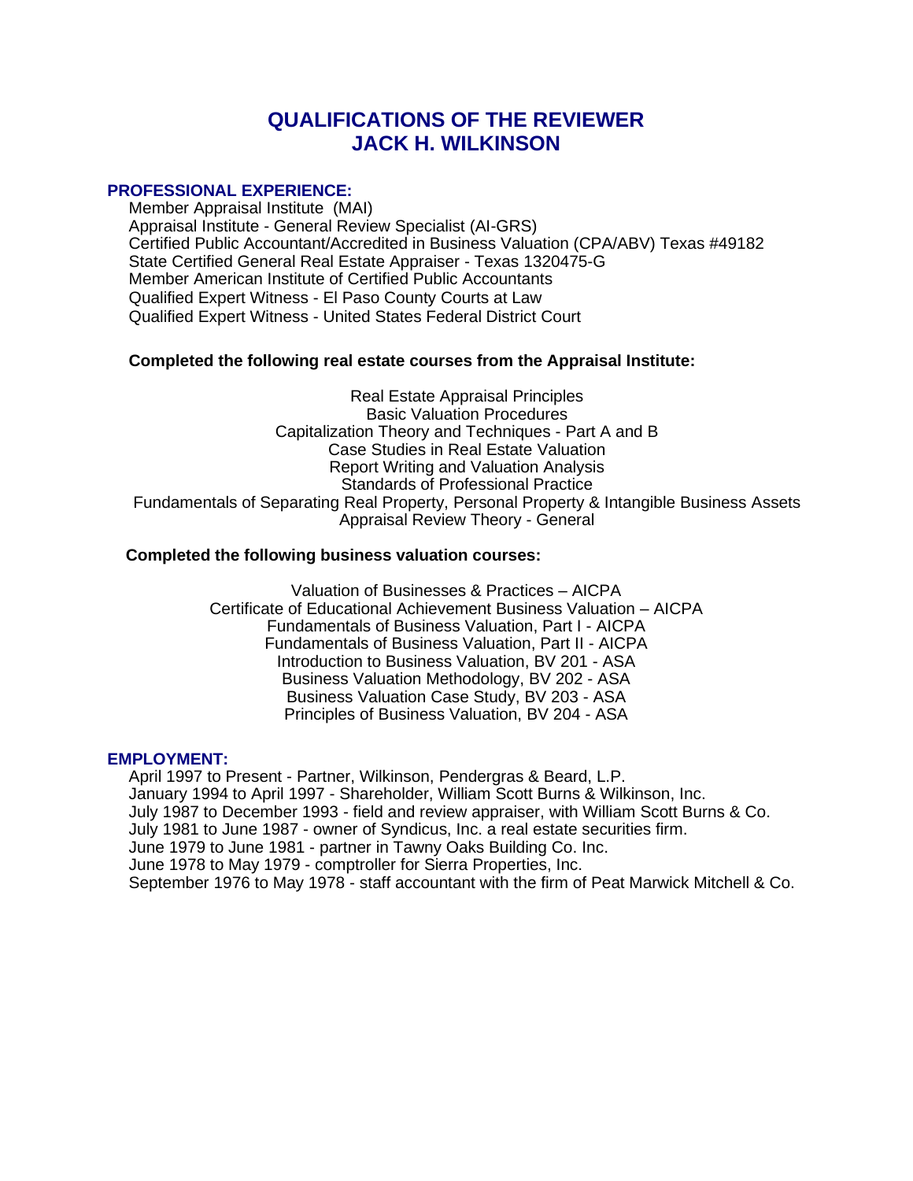# QUALIFICATIONS OF THE REVIEWER
# JACK H. WILKINSON

## PROFESSIONAL EXPERIENCE:

Member Appraisal Institute (MAI)
Appraisal Institute - General Review Specialist (AI-GRS)
Certified Public Accountant/Accredited in Business Valuation (CPA/ABV) Texas #49182
State Certified General Real Estate Appraiser - Texas 1320475-G
Member American Institute of Certified Public Accountants
Qualified Expert Witness - El Paso County Courts at Law
Qualified Expert Witness - United States Federal District Court

**Completed the following real estate courses from the Appraisal Institute:**

Real Estate Appraisal Principles
Basic Valuation Procedures
Capitalization Theory and Techniques - Part A and B
Case Studies in Real Estate Valuation
Report Writing and Valuation Analysis
Standards of Professional Practice
Fundamentals of Separating Real Property, Personal Property & Intangible Business Assets
Appraisal Review Theory - General

**Completed the following business valuation courses:**

Valuation of Businesses & Practices – AICPA
Certificate of Educational Achievement Business Valuation – AICPA
Fundamentals of Business Valuation, Part I - AICPA
Fundamentals of Business Valuation, Part II - AICPA
Introduction to Business Valuation, BV 201 - ASA
Business Valuation Methodology, BV 202 - ASA
Business Valuation Case Study, BV 203 - ASA
Principles of Business Valuation, BV 204 - ASA

## EMPLOYMENT:

April 1997 to Present - Partner, Wilkinson, Pendergras & Beard, L.P.
January 1994 to April 1997 - Shareholder, William Scott Burns & Wilkinson, Inc.
July 1987 to December 1993 - field and review appraiser, with William Scott Burns & Co.
July 1981 to June 1987 - owner of Syndicus, Inc. a real estate securities firm.
June 1979 to June 1981 - partner in Tawny Oaks Building Co. Inc.
June 1978 to May 1979 - comptroller for Sierra Properties, Inc.
September 1976 to May 1978 - staff accountant with the firm of Peat Marwick Mitchell & Co.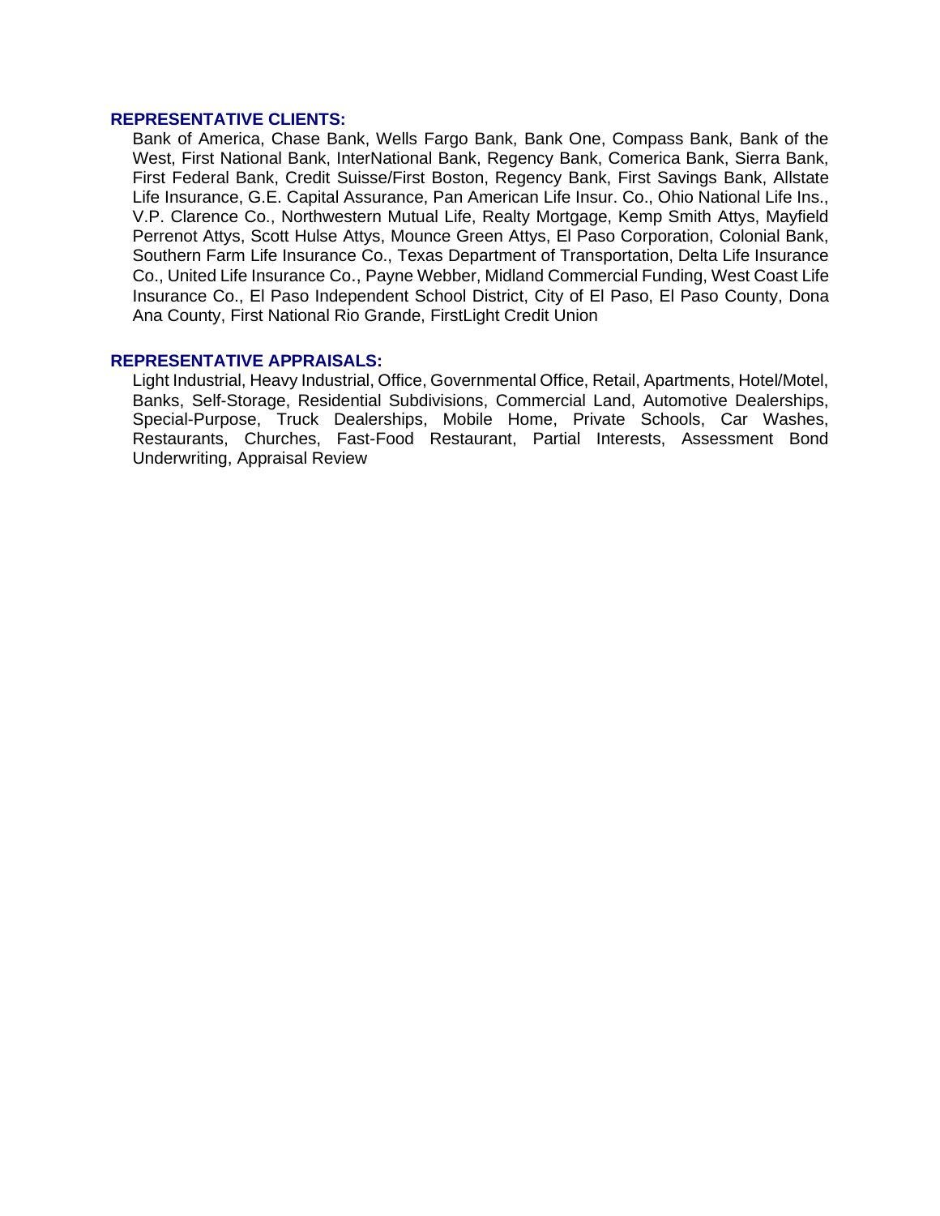**REPRESENTATIVE CLIENTS:**

Bank of America, Chase Bank, Wells Fargo Bank, Bank One, Compass Bank, Bank of the West, First National Bank, InterNational Bank, Regency Bank, Comerica Bank, Sierra Bank, First Federal Bank, Credit Suisse/First Boston, Regency Bank, First Savings Bank, Allstate Life Insurance, G.E. Capital Assurance, Pan American Life Insur. Co., Ohio National Life Ins., V.P. Clarence Co., Northwestern Mutual Life, Realty Mortgage, Kemp Smith Attys, Mayfield Perrenot Attys, Scott Hulse Attys, Mounce Green Attys, El Paso Corporation, Colonial Bank, Southern Farm Life Insurance Co., Texas Department of Transportation, Delta Life Insurance Co., United Life Insurance Co., Payne Webber, Midland Commercial Funding, West Coast Life Insurance Co., El Paso Independent School District, City of El Paso, El Paso County, Dona Ana County, First National Rio Grande, FirstLight Credit Union

**REPRESENTATIVE APPRAISALS:**

Light Industrial, Heavy Industrial, Office, Governmental Office, Retail, Apartments, Hotel/Motel, Banks, Self-Storage, Residential Subdivisions, Commercial Land, Automotive Dealerships, Special-Purpose, Truck Dealerships, Mobile Home, Private Schools, Car Washes, Restaurants, Churches, Fast-Food Restaurant, Partial Interests, Assessment Bond Underwriting, Appraisal Review